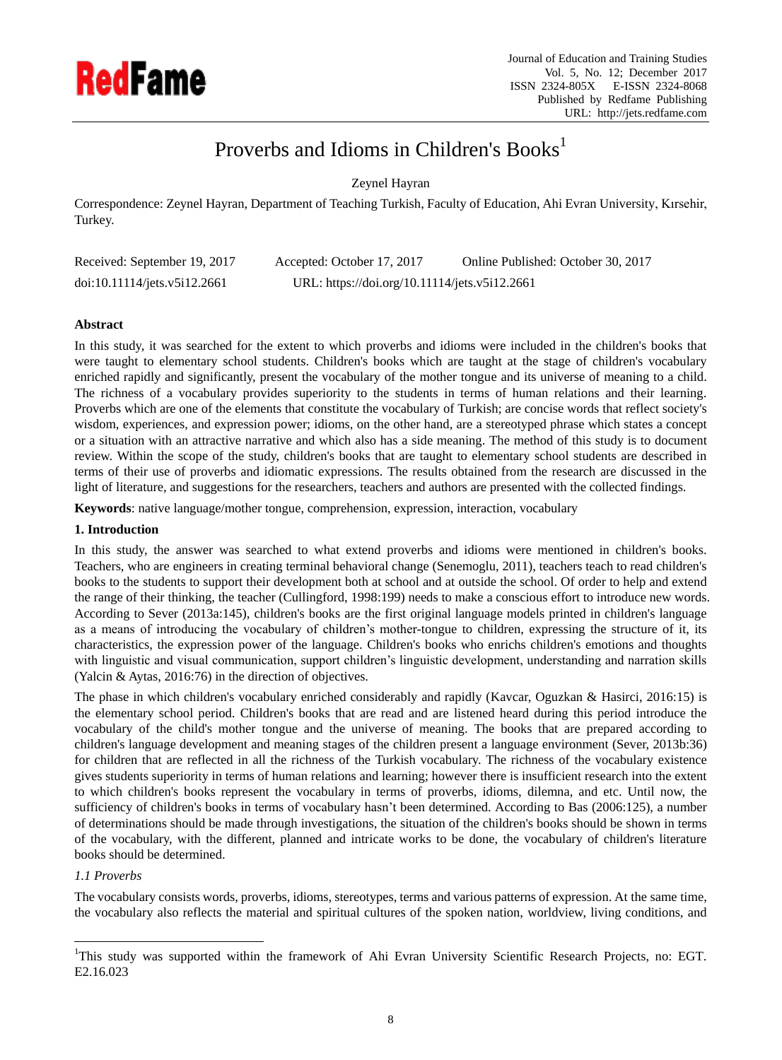# Proverbs and Idioms in Children's Books[1]

Zeynel Hayran

Correspondence: Zeynel Hayran, Department of Teaching Turkish, Faculty of Education, Ahi Evran University, Kırsehir, Turkey.

Received: September 19, 2017 Accepted: October 17, 2017 Online Published: October 30, 2017

doi:10.11114/jets.v5i12.2661 URL: https://doi.org/10.11114/jets.v5i12.2661

## Abstract

In this study, it was searched for the extent to which proverbs and idioms were included in the children's books that were taught to elementary school students. Children's books which are taught at the stage of children's vocabulary enriched rapidly and significantly, present the vocabulary of the mother tongue and its universe of meaning to a child. The richness of a vocabulary provides superiority to the students in terms of human relations and their learning. Proverbs which are one of the elements that constitute the vocabulary of Turkish; are concise words that reflect society's wisdom, experiences, and expression power; idioms, on the other hand, are a stereotyped phrase which states a concept or a situation with an attractive narrative and which also has a side meaning. The method of this study is to document review. Within the scope of the study, children's books that are taught to elementary school students are described in terms of their use of proverbs and idiomatic expressions. The results obtained from the research are discussed in the light of literature, and suggestions for the researchers, teachers and authors are presented with the collected findings.

**Keywords**: native language/mother tongue, comprehension, expression, interaction, vocabulary

## 1. Introduction

In this study, the answer was searched to what extend proverbs and idioms were mentioned in children's books. Teachers, who are engineers in creating terminal behavioral change (Senemoglu, 2011), teachers teach to read children's books to the students to support their development both at school and at outside the school. Of order to help and extend the range of their thinking, the teacher (Cullingford, 1998:199) needs to make a conscious effort to introduce new words. According to Sever (2013a:145), children's books are the first original language models printed in children's language as a means of introducing the vocabulary of children's mother-tongue to children, expressing the structure of it, its characteristics, the expression power of the language. Children's books who enrichs children's emotions and thoughts with linguistic and visual communication, support children's linguistic development, understanding and narration skills (Yalcin & Aytas, 2016:76) in the direction of objectives.

The phase in which children's vocabulary enriched considerably and rapidly (Kavcar, Oguzkan & Hasirci, 2016:15) is the elementary school period. Children's books that are read and are listened heard during this period introduce the vocabulary of the child's mother tongue and the universe of meaning. The books that are prepared according to children's language development and meaning stages of the children present a language environment (Sever, 2013b:36) for children that are reflected in all the richness of the Turkish vocabulary. The richness of the vocabulary existence gives students superiority in terms of human relations and learning; however there is insufficient research into the extent to which children's books represent the vocabulary in terms of proverbs, idioms, dilemna, and etc. Until now, the sufficiency of children's books in terms of vocabulary hasn't been determined. According to Bas (2006:125), a number of determinations should be made through investigations, the situation of the children's books should be shown in terms of the vocabulary, with the different, planned and intricate works to be done, the vocabulary of children's literature books should be determined.

### *1.1 Proverbs*

The vocabulary consists words, proverbs, idioms, stereotypes, terms and various patterns of expression. At the same time, the vocabulary also reflects the material and spiritual cultures of the spoken nation, worldview, living conditions, and

[1]This study was supported within the framework of Ahi Evran University Scientific Research Projects, no: EGT. E2.16.023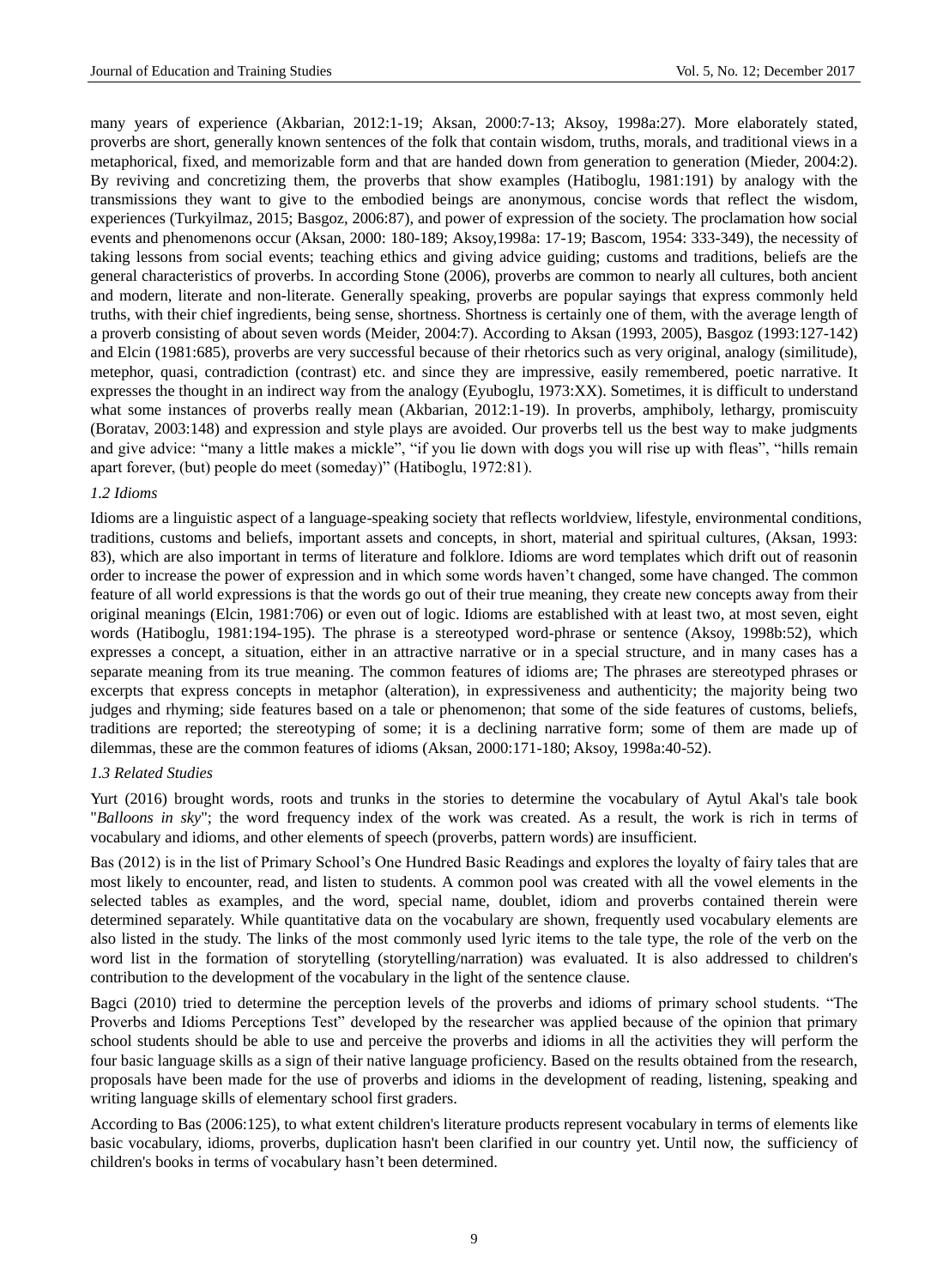many years of experience (Akbarian, 2012:1-19; Aksan, 2000:7-13; Aksoy, 1998a:27). More elaborately stated, proverbs are short, generally known sentences of the folk that contain wisdom, truths, morals, and traditional views in a metaphorical, fixed, and memorizable form and that are handed down from generation to generation (Mieder, 2004:2). By reviving and concretizing them, the proverbs that show examples (Hatiboglu, 1981:191) by analogy with the transmissions they want to give to the embodied beings are anonymous, concise words that reflect the wisdom, experiences (Turkyilmaz, 2015; Basgoz, 2006:87), and power of expression of the society. The proclamation how social events and phenomenons occur (Aksan, 2000: 180-189; Aksoy,1998a: 17-19; Bascom, 1954: 333-349), the necessity of taking lessons from social events; teaching ethics and giving advice guiding; customs and traditions, beliefs are the general characteristics of proverbs. In according Stone (2006), proverbs are common to nearly all cultures, both ancient and modern, literate and non-literate. Generally speaking, proverbs are popular sayings that express commonly held truths, with their chief ingredients, being sense, shortness. Shortness is certainly one of them, with the average length of a proverb consisting of about seven words (Meider, 2004:7). According to Aksan (1993, 2005), Basgoz (1993:127-142) and Elcin (1981:685), proverbs are very successful because of their rhetorics such as very original, analogy (similitude), metephor, quasi, contradiction (contrast) etc. and since they are impressive, easily remembered, poetic narrative. It expresses the thought in an indirect way from the analogy (Eyuboglu, 1973:XX). Sometimes, it is difficult to understand what some instances of proverbs really mean (Akbarian, 2012:1-19). In proverbs, amphiboly, lethargy, promiscuity (Boratav, 2003:148) and expression and style plays are avoided. Our proverbs tell us the best way to make judgments and give advice: “many a little makes a mickle”, “if you lie down with dogs you will rise up with fleas”, “hills remain apart forever, (but) people do meet (someday)” (Hatiboglu, 1972:81).

### *1.2 Idioms*

Idioms are a linguistic aspect of a language-speaking society that reflects worldview, lifestyle, environmental conditions, traditions, customs and beliefs, important assets and concepts, in short, material and spiritual cultures, (Aksan, 1993: 83), which are also important in terms of literature and folklore. Idioms are word templates which drift out of reasonin order to increase the power of expression and in which some words haven’t changed, some have changed. The common feature of all world expressions is that the words go out of their true meaning, they create new concepts away from their original meanings (Elcin, 1981:706) or even out of logic. Idioms are established with at least two, at most seven, eight words (Hatiboglu, 1981:194-195). The phrase is a stereotyped word-phrase or sentence (Aksoy, 1998b:52), which expresses a concept, a situation, either in an attractive narrative or in a special structure, and in many cases has a separate meaning from its true meaning. The common features of idioms are; The phrases are stereotyped phrases or excerpts that express concepts in metaphor (alteration), in expressiveness and authenticity; the majority being two judges and rhyming; side features based on a tale or phenomenon; that some of the side features of customs, beliefs, traditions are reported; the stereotyping of some; it is a declining narrative form; some of them are made up of dilemmas, these are the common features of idioms (Aksan, 2000:171-180; Aksoy, 1998a:40-52).

### *1.3 Related Studies*

Yurt (2016) brought words, roots and trunks in the stories to determine the vocabulary of Aytul Akal's tale book "*Balloons in sky*"; the word frequency index of the work was created. As a result, the work is rich in terms of vocabulary and idioms, and other elements of speech (proverbs, pattern words) are insufficient.

Bas (2012) is in the list of Primary School’s One Hundred Basic Readings and explores the loyalty of fairy tales that are most likely to encounter, read, and listen to students. A common pool was created with all the vowel elements in the selected tables as examples, and the word, special name, doublet, idiom and proverbs contained therein were determined separately. While quantitative data on the vocabulary are shown, frequently used vocabulary elements are also listed in the study. The links of the most commonly used lyric items to the tale type, the role of the verb on the word list in the formation of storytelling (storytelling/narration) was evaluated. It is also addressed to children's contribution to the development of the vocabulary in the light of the sentence clause.

Bagci (2010) tried to determine the perception levels of the proverbs and idioms of primary school students. “The Proverbs and Idioms Perceptions Test” developed by the researcher was applied because of the opinion that primary school students should be able to use and perceive the proverbs and idioms in all the activities they will perform the four basic language skills as a sign of their native language proficiency. Based on the results obtained from the research, proposals have been made for the use of proverbs and idioms in the development of reading, listening, speaking and writing language skills of elementary school first graders.

According to Bas (2006:125), to what extent children's literature products represent vocabulary in terms of elements like basic vocabulary, idioms, proverbs, duplication hasn't been clarified in our country yet. Until now, the sufficiency of children's books in terms of vocabulary hasn’t been determined.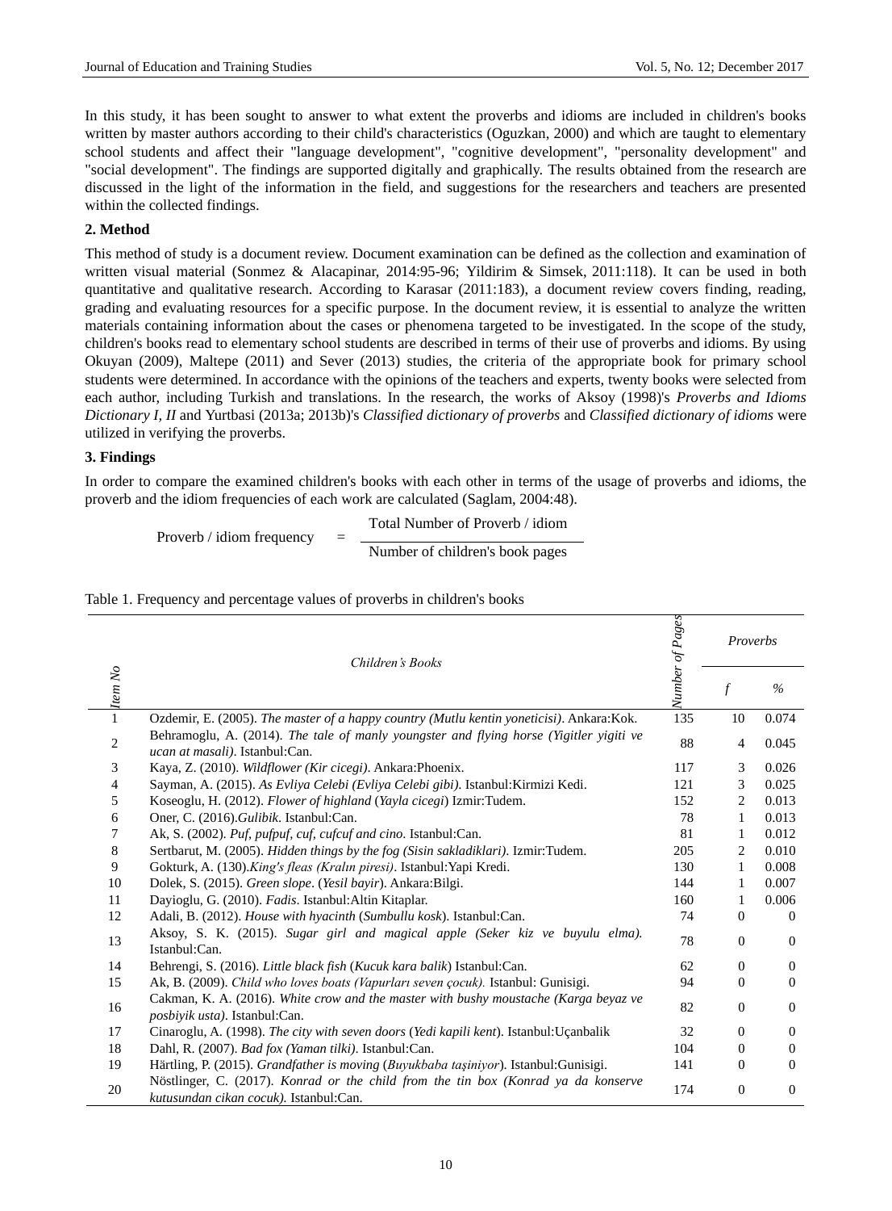In this study, it has been sought to answer to what extent the proverbs and idioms are included in children's books written by master authors according to their child's characteristics (Oguzkan, 2000) and which are taught to elementary school students and affect their "language development", "cognitive development", "personality development" and "social development". The findings are supported digitally and graphically. The results obtained from the research are discussed in the light of the information in the field, and suggestions for the researchers and teachers are presented within the collected findings.

## 2. Method

This method of study is a document review. Document examination can be defined as the collection and examination of written visual material (Sonmez & Alacapinar, 2014:95-96; Yildirim & Simsek, 2011:118). It can be used in both quantitative and qualitative research. According to Karasar (2011:183), a document review covers finding, reading, grading and evaluating resources for a specific purpose. In the document review, it is essential to analyze the written materials containing information about the cases or phenomena targeted to be investigated. In the scope of the study, children's books read to elementary school students are described in terms of their use of proverbs and idioms. By using Okuyan (2009), Maltepe (2011) and Sever (2013) studies, the criteria of the appropriate book for primary school students were determined. In accordance with the opinions of the teachers and experts, twenty books were selected from each author, including Turkish and translations. In the research, the works of Aksoy (1998)'s *Proverbs and Idioms Dictionary I, II* and Yurtbasi (2013a; 2013b)'s *Classified dictionary of proverbs* and *Classified dictionary of idioms* were utilized in verifying the proverbs.

## 3. Findings

In order to compare the examined children's books with each other in terms of the usage of proverbs and idioms, the proverb and the idiom frequencies of each work are calculated (Saglam, 2004:48).

$$\text{Proverb / idiom frequency} = \frac{\text{Total Number of Proverb / idiom}}{\text{Number of children's book pages}}$$

Table 1. Frequency and percentage values of proverbs in children's books

| *Item No* | *Children's Books* | *Number of Pages* | *Proverbs* | |
|---|---|---|---|---|
| | | | *f* | *%* |
| 1 | Ozdemir, E. (2005). *The master of a happy country (Mutlu kentin yoneticisi)*. Ankara:Kok. | 135 | 10 | 0.074 |
| 2 | Behramoglu, A. (2014). *The tale of manly youngster and flying horse (Yigitler yigiti ve ucan at masali)*. Istanbul:Can. | 88 | 4 | 0.045 |
| 3 | Kaya, Z. (2010). *Wildflower (Kir cicegi)*. Ankara:Phoenix. | 117 | 3 | 0.026 |
| 4 | Sayman, A. (2015). *As Evliya Celebi (Evliya Celebi gibi)*. Istanbul:Kirmizi Kedi. | 121 | 3 | 0.025 |
| 5 | Koseoglu, H. (2012). *Flower of highland* (*Yayla cicegi*) Izmir:Tudem. | 152 | 2 | 0.013 |
| 6 | Oner, C. (2016).*Gulibik*. Istanbul:Can. | 78 | 1 | 0.013 |
| 7 | Ak, S. (2002). *Puf, pufpuf, cuf, cufcuf and cino*. Istanbul:Can. | 81 | 1 | 0.012 |
| 8 | Sertbarut, M. (2005). *Hidden things by the fog (Sisin sakladiklari)*. Izmir:Tudem. | 205 | 2 | 0.010 |
| 9 | Gokturk, A. (130).*King's fleas (Kralın piresi)*. Istanbul:Yapi Kredi. | 130 | 1 | 0.008 |
| 10 | Dolek, S. (2015). *Green slope*. (*Yesil bayir*). Ankara:Bilgi. | 144 | 1 | 0.007 |
| 11 | Dayioglu, G. (2010). *Fadis*. Istanbul:Altin Kitaplar. | 160 | 1 | 0.006 |
| 12 | Adali, B. (2012). *House with hyacinth* (*Sumbullu kosk*). Istanbul:Can. | 74 | 0 | 0 |
| 13 | Aksoy, S. K. (2015). *Sugar girl and magical apple (Seker kiz ve buyulu elma).* Istanbul:Can. | 78 | 0 | 0 |
| 14 | Behrengi, S. (2016). *Little black fish* (*Kucuk kara balik*) Istanbul:Can. | 62 | 0 | 0 |
| 15 | Ak, B. (2009). *Child who loves boats (Vapurları seven çocuk).* Istanbul: Gunisigi. | 94 | 0 | 0 |
| 16 | Cakman, K. A. (2016). *White crow and the master with bushy moustache (Karga beyaz ve posbiyik usta)*. Istanbul:Can. | 82 | 0 | 0 |
| 17 | Cinaroglu, A. (1998). *The city with seven doors* (*Yedi kapili kent*). Istanbul:Uçanbalik | 32 | 0 | 0 |
| 18 | Dahl, R. (2007). *Bad fox (Yaman tilki)*. Istanbul:Can. | 104 | 0 | 0 |
| 19 | Härtling, P. (2015). *Grandfather is moving* (*Buyukbaba taşiniyor*). Istanbul:Gunisigi. | 141 | 0 | 0 |
| 20 | Nöstlinger, C. (2017). *Konrad or the child from the tin box (Konrad ya da konserve kutusundan cikan cocuk).* Istanbul:Can. | 174 | 0 | 0 |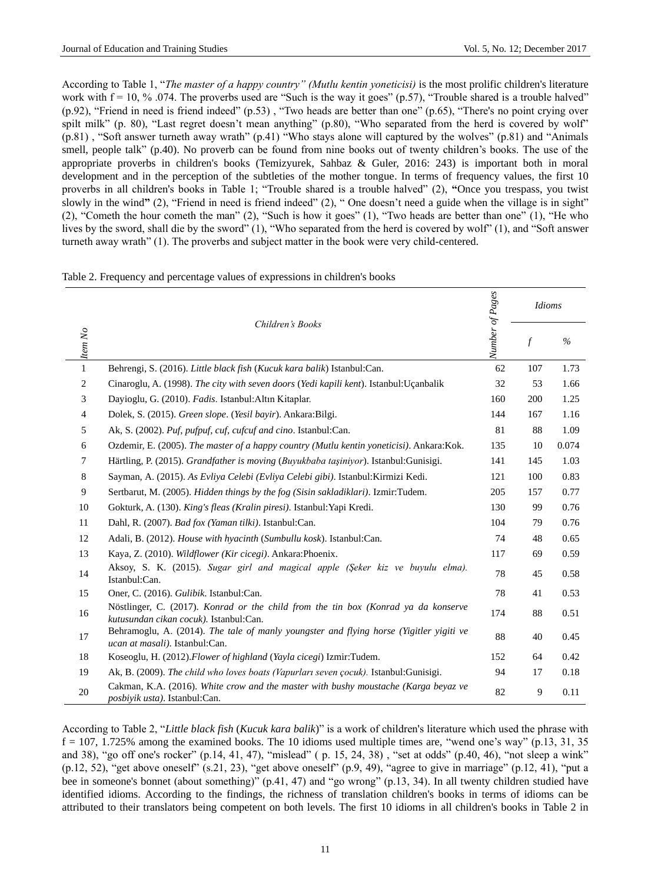According to Table 1, "*The master of a happy country" (Mutlu kentin yoneticisi)* is the most prolific children's literature work with f = 10, % .074. The proverbs used are "Such is the way it goes" (p.57), "Trouble shared is a trouble halved" (p.92), "Friend in need is friend indeed" (p.53) , "Two heads are better than one" (p.65), "There's no point crying over spilt milk" (p. 80), "Last regret doesn't mean anything" (p.80), "Who separated from the herd is covered by wolf" (p.81) , "Soft answer turneth away wrath" (p.41) "Who stays alone will captured by the wolves" (p.81) and "Animals smell, people talk" (p.40). No proverb can be found from nine books out of twenty children's books. The use of the appropriate proverbs in children's books (Temizyurek, Sahbaz & Guler, 2016: 243) is important both in moral development and in the perception of the subtleties of the mother tongue. In terms of frequency values, the first 10 proverbs in all children's books in Table 1; "Trouble shared is a trouble halved" (2), **"**Once you trespass, you twist slowly in the wind**"** (2), "Friend in need is friend indeed" (2), " One doesn't need a guide when the village is in sight" (2), "Cometh the hour cometh the man" (2), "Such is how it goes" (1), "Two heads are better than one" (1), "He who lives by the sword, shall die by the sword" (1), "Who separated from the herd is covered by wolf" (1), and "Soft answer turneth away wrath" (1). The proverbs and subject matter in the book were very child-centered.

Table 2. Frequency and percentage values of expressions in children's books

| *Item No* | *Children's Books* | *Number of Pages* | *Idioms* | |
|---|---|---|---|---|
| | | | *f* | *%* |
| 1 | Behrengi, S. (2016). *Little black fish* (*Kucuk kara balik*) Istanbul:Can. | 62 | 107 | 1.73 |
| 2 | Cinaroglu, A. (1998). *The city with seven doors* (*Yedi kapili kent*). Istanbul:Uçanbalik | 32 | 53 | 1.66 |
| 3 | Dayioglu, G. (2010). *Fadis*. Istanbul:Altın Kitaplar. | 160 | 200 | 1.25 |
| 4 | Dolek, S. (2015). *Green slope*. (*Yesil bayir*). Ankara:Bilgi. | 144 | 167 | 1.16 |
| 5 | Ak, S. (2002). *Puf, pufpuf, cuf, cufcuf and cino*. Istanbul:Can. | 81 | 88 | 1.09 |
| 6 | Ozdemir, E. (2005). *The master of a happy country (Mutlu kentin yoneticisi)*. Ankara:Kok. | 135 | 10 | 0.074 |
| 7 | Härtling, P. (2015). *Grandfather is moving* (*Buyukbaba taşiniyor*). Istanbul:Gunisigi. | 141 | 145 | 1.03 |
| 8 | Sayman, A. (2015). *As Evliya Celebi (Evliya Celebi gibi)*. Istanbul:Kirmizi Kedi. | 121 | 100 | 0.83 |
| 9 | Sertbarut, M. (2005). *Hidden things by the fog (Sisin sakladiklari)*. Izmir:Tudem. | 205 | 157 | 0.77 |
| 10 | Gokturk, A. (130). *King's fleas (Kralin piresi)*. Istanbul:Yapi Kredi. | 130 | 99 | 0.76 |
| 11 | Dahl, R. (2007). *Bad fox (Yaman tilki)*. Istanbul:Can. | 104 | 79 | 0.76 |
| 12 | Adali, B. (2012). *House with hyacinth* (*Sumbullu kosk*). Istanbul:Can. | 74 | 48 | 0.65 |
| 13 | Kaya, Z. (2010). *Wildflower (Kir cicegi)*. Ankara:Phoenix. | 117 | 69 | 0.59 |
| 14 | Aksoy, S. K. (2015). *Sugar girl and magical apple (Şeker kiz ve buyulu elma)*. Istanbul:Can. | 78 | 45 | 0.58 |
| 15 | Oner, C. (2016). *Gulibik*. Istanbul:Can. | 78 | 41 | 0.53 |
| 16 | Nöstlinger, C. (2017). *Konrad or the child from the tin box (Konrad ya da konserve kutusundan cikan cocuk)*. Istanbul:Can. | 174 | 88 | 0.51 |
| 17 | Behramoglu, A. (2014). *The tale of manly youngster and flying horse (Yigitler yigiti ve ucan at masali)*. Istanbul:Can. | 88 | 40 | 0.45 |
| 18 | Koseoglu, H. (2012).*Flower of highland* (*Yayla cicegi*) Izmir:Tudem. | 152 | 64 | 0.42 |
| 19 | Ak, B. (2009). *The child who loves boats (Vapurları seven çocuk)*. Istanbul:Gunisigi. | 94 | 17 | 0.18 |
| 20 | Cakman, K.A. (2016). *White crow and the master with bushy moustache (Karga beyaz ve posbiyik usta)*. Istanbul:Can. | 82 | 9 | 0.11 |

According to Table 2, "*Little black fish* (*Kucuk kara balik*)" is a work of children's literature which used the phrase with f = 107, 1.725% among the examined books. The 10 idioms used multiple times are, "wend one's way" (p.13, 31, 35 and 38), "go off one's rocker" (p.14, 41, 47), "mislead" ( p. 15, 24, 38) , "set at odds" (p.40, 46), "not sleep a wink" (p.12, 52), "get above oneself" (s.21, 23), "get above oneself" (p.9, 49), "agree to give in marriage" (p.12, 41), "put a bee in someone's bonnet (about something)" (p.41, 47) and "go wrong" (p.13, 34). In all twenty children studied have identified idioms. According to the findings, the richness of translation children's books in terms of idioms can be attributed to their translators being competent on both levels. The first 10 idioms in all children's books in Table 2 in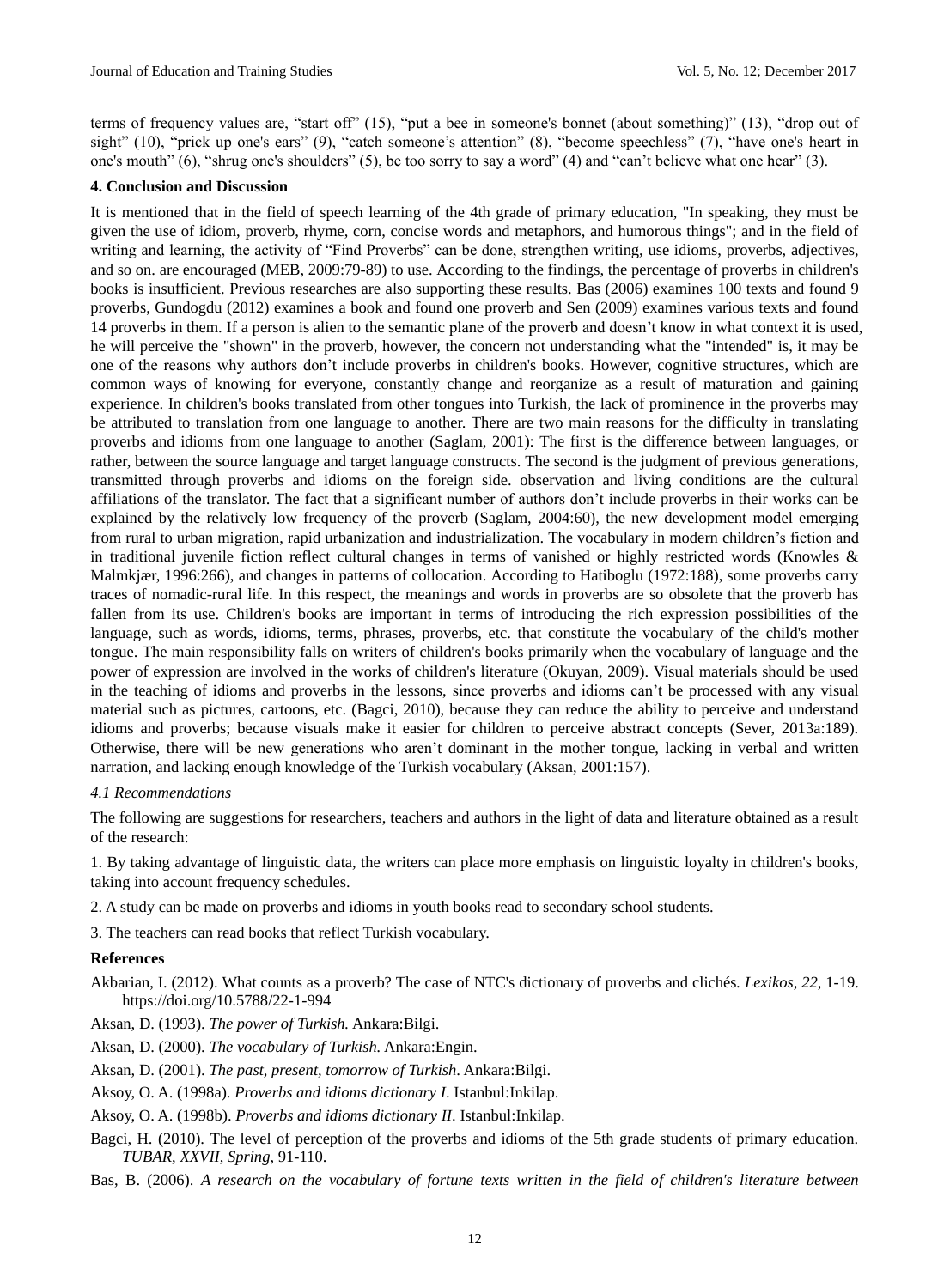terms of frequency values are, "start off" (15), "put a bee in someone's bonnet (about something)" (13), "drop out of sight" (10), "prick up one's ears" (9), "catch someone's attention" (8), "become speechless" (7), "have one's heart in one's mouth" (6), "shrug one's shoulders" (5), be too sorry to say a word" (4) and "can't believe what one hear" (3).

## 4. Conclusion and Discussion

It is mentioned that in the field of speech learning of the 4th grade of primary education, "In speaking, they must be given the use of idiom, proverb, rhyme, corn, concise words and metaphors, and humorous things"; and in the field of writing and learning, the activity of "Find Proverbs" can be done, strengthen writing, use idioms, proverbs, adjectives, and so on. are encouraged (MEB, 2009:79-89) to use. According to the findings, the percentage of proverbs in children's books is insufficient. Previous researches are also supporting these results. Bas (2006) examines 100 texts and found 9 proverbs, Gundogdu (2012) examines a book and found one proverb and Sen (2009) examines various texts and found 14 proverbs in them. If a person is alien to the semantic plane of the proverb and doesn't know in what context it is used, he will perceive the "shown" in the proverb, however, the concern not understanding what the "intended" is, it may be one of the reasons why authors don't include proverbs in children's books. However, cognitive structures, which are common ways of knowing for everyone, constantly change and reorganize as a result of maturation and gaining experience. In children's books translated from other tongues into Turkish, the lack of prominence in the proverbs may be attributed to translation from one language to another. There are two main reasons for the difficulty in translating proverbs and idioms from one language to another (Saglam, 2001): The first is the difference between languages, or rather, between the source language and target language constructs. The second is the judgment of previous generations, transmitted through proverbs and idioms on the foreign side. observation and living conditions are the cultural affiliations of the translator. The fact that a significant number of authors don't include proverbs in their works can be explained by the relatively low frequency of the proverb (Saglam, 2004:60), the new development model emerging from rural to urban migration, rapid urbanization and industrialization. The vocabulary in modern children's fiction and in traditional juvenile fiction reflect cultural changes in terms of vanished or highly restricted words (Knowles & Malmkjær, 1996:266), and changes in patterns of collocation. According to Hatiboglu (1972:188), some proverbs carry traces of nomadic-rural life. In this respect, the meanings and words in proverbs are so obsolete that the proverb has fallen from its use. Children's books are important in terms of introducing the rich expression possibilities of the language, such as words, idioms, terms, phrases, proverbs, etc. that constitute the vocabulary of the child's mother tongue. The main responsibility falls on writers of children's books primarily when the vocabulary of language and the power of expression are involved in the works of children's literature (Okuyan, 2009). Visual materials should be used in the teaching of idioms and proverbs in the lessons, since proverbs and idioms can't be processed with any visual material such as pictures, cartoons, etc. (Bagci, 2010), because they can reduce the ability to perceive and understand idioms and proverbs; because visuals make it easier for children to perceive abstract concepts (Sever, 2013a:189). Otherwise, there will be new generations who aren't dominant in the mother tongue, lacking in verbal and written narration, and lacking enough knowledge of the Turkish vocabulary (Aksan, 2001:157).

### *4.1 Recommendations*

The following are suggestions for researchers, teachers and authors in the light of data and literature obtained as a result of the research:

1. By taking advantage of linguistic data, the writers can place more emphasis on linguistic loyalty in children's books, taking into account frequency schedules.

2. A study can be made on proverbs and idioms in youth books read to secondary school students.

3. The teachers can read books that reflect Turkish vocabulary.

## References

Akbarian, I. (2012). What counts as a proverb? The case of NTC's dictionary of proverbs and clichés. *Lexikos, 22*, 1-19. https://doi.org/10.5788/22-1-994

Aksan, D. (1993). *The power of Turkish.* Ankara:Bilgi.

Aksan, D. (2000). *The vocabulary of Turkish.* Ankara:Engin.

Aksan, D. (2001). *The past, present, tomorrow of Turkish*. Ankara:Bilgi.

Aksoy, O. A. (1998a). *Proverbs and idioms dictionary I*. Istanbul:Inkilap.

Aksoy, O. A. (1998b). *Proverbs and idioms dictionary II*. Istanbul:Inkilap.

Bagci, H. (2010). The level of perception of the proverbs and idioms of the 5th grade students of primary education. *TUBAR, XXVII, Spring*, 91-110.

Bas, B. (2006). *A research on the vocabulary of fortune texts written in the field of children's literature between*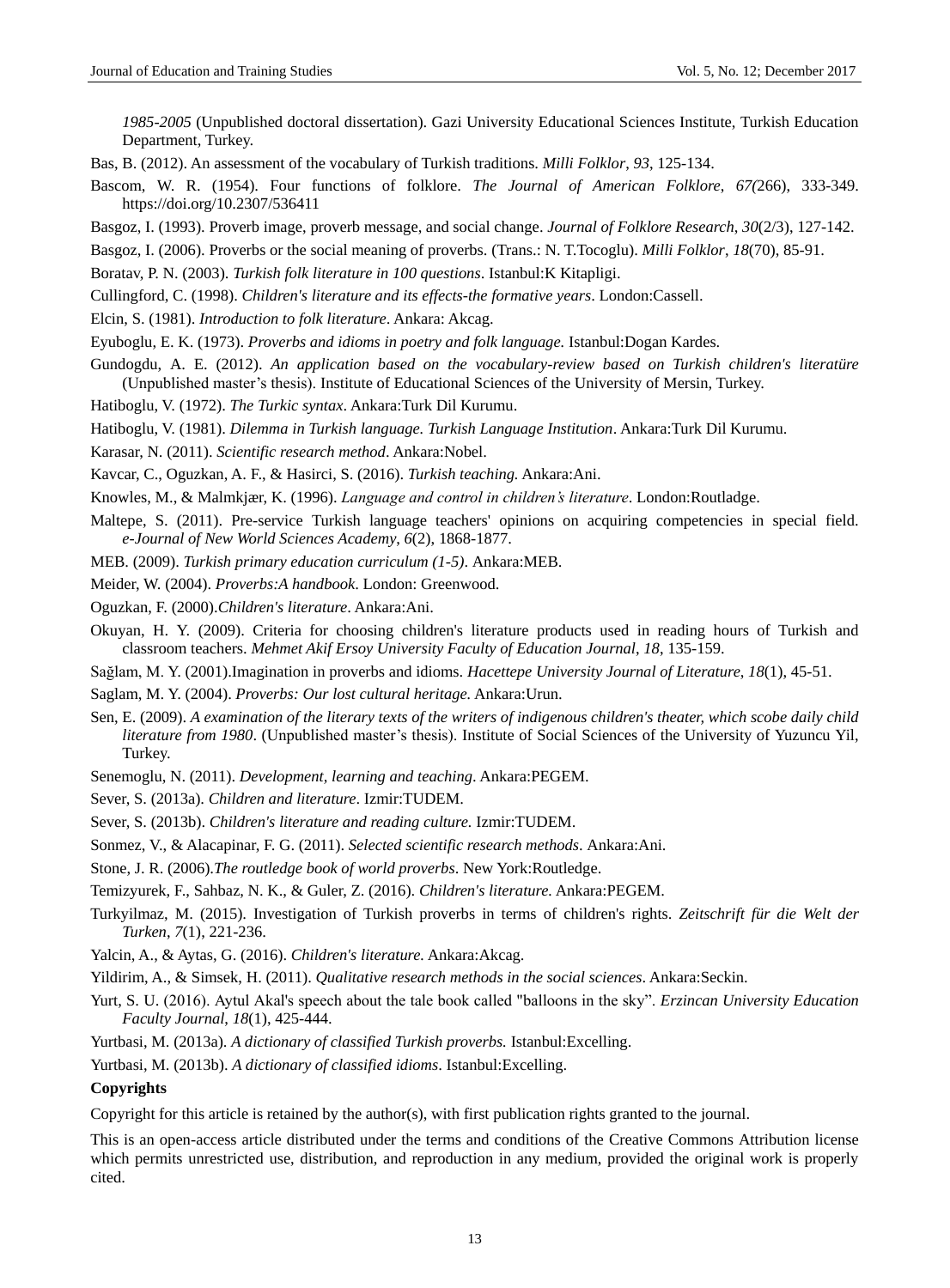*1985-2005* (Unpublished doctoral dissertation). Gazi University Educational Sciences Institute, Turkish Education Department, Turkey.

Bas, B. (2012). An assessment of the vocabulary of Turkish traditions. *Milli Folklor*, *93*, 125-134.

Bascom, W. R. (1954). Four functions of folklore. *The Journal of American Folklore*, *67(*266), 333-349. https://doi.org/10.2307/536411

Basgoz, I. (1993). Proverb image, proverb message, and social change. *Journal of Folklore Research*, *30*(2/3), 127-142.

Basgoz, I. (2006). Proverbs or the social meaning of proverbs. (Trans.: N. T.Tocoglu). *Milli Folklor*, *18*(70), 85-91.

Boratav, P. N. (2003). *Turkish folk literature in 100 questions*. Istanbul:K Kitapligi.

Cullingford, C. (1998). *Children's literature and its effects-the formative years*. London:Cassell.

Elcin, S. (1981). *Introduction to folk literature*. Ankara: Akcag.

Eyuboglu, E. K. (1973). *Proverbs and idioms in poetry and folk language.* Istanbul:Dogan Kardes.

Gundogdu, A. E. (2012). *An application based on the vocabulary-review based on Turkish children's literatüre* (Unpublished master's thesis). Institute of Educational Sciences of the University of Mersin, Turkey.

Hatiboglu, V. (1972). *The Turkic syntax*. Ankara:Turk Dil Kurumu.

Hatiboglu, V. (1981). *Dilemma in Turkish language. Turkish Language Institution*. Ankara:Turk Dil Kurumu.

Karasar, N. (2011). *Scientific research method*. Ankara:Nobel.

Kavcar, C., Oguzkan, A. F., & Hasirci, S. (2016). *Turkish teaching.* Ankara:Ani.

Knowles, M., & Malmkjær, K. (1996). *Language and control in children's literature*. London:Routladge.

Maltepe, S. (2011). Pre-service Turkish language teachers' opinions on acquiring competencies in special field. *e-Journal of New World Sciences Academy, 6*(2), 1868-1877.

MEB. (2009). *Turkish primary education curriculum (1-5)*. Ankara:MEB.

Meider, W. (2004). *Proverbs:A handbook*. London: Greenwood.

Oguzkan, F. (2000).*Children's literature*. Ankara:Ani.

Okuyan, H. Y. (2009). Criteria for choosing children's literature products used in reading hours of Turkish and classroom teachers. *Mehmet Akif Ersoy University Faculty of Education Journal, 18*, 135-159.

Sağlam, M. Y. (2001).Imagination in proverbs and idioms. *Hacettepe University Journal of Literature, 18*(1), 45-51.

Saglam, M. Y. (2004). *Proverbs: Our lost cultural heritage.* Ankara:Urun.

Sen, E. (2009). *A examination of the literary texts of the writers of indigenous children's theater, which scobe daily child literature from 1980*. (Unpublished master's thesis). Institute of Social Sciences of the University of Yuzuncu Yil, Turkey.

Senemoglu, N. (2011). *Development, learning and teaching*. Ankara:PEGEM.

Sever, S. (2013a). *Children and literature*. Izmir:TUDEM.

Sever, S. (2013b). *Children's literature and reading culture.* Izmir:TUDEM.

Sonmez, V., & Alacapinar, F. G. (2011). *Selected scientific research methods.* Ankara:Ani.

Stone, J. R. (2006).*The routledge book of world proverbs*. New York:Routledge.

Temizyurek, F., Sahbaz, N. K., & Guler, Z. (2016). *Children's literature.* Ankara:PEGEM.

Turkyilmaz, M. (2015). Investigation of Turkish proverbs in terms of children's rights. *Zeitschrift für die Welt der Turken*, *7*(1), 221-236.

Yalcin, A., & Aytas, G. (2016). *Children's literature.* Ankara:Akcag.

Yildirim, A., & Simsek, H. (2011). *Qualitative research methods in the social sciences*. Ankara:Seckin.

Yurt, S. U. (2016). Aytul Akal's speech about the tale book called "balloons in the sky". *Erzincan University Education Faculty Journal*, *18*(1), 425-444.

Yurtbasi, M. (2013a). *A dictionary of classified Turkish proverbs.* Istanbul:Excelling.

Yurtbasi, M. (2013b). *A dictionary of classified idioms*. Istanbul:Excelling.

**Copyrights**

Copyright for this article is retained by the author(s), with first publication rights granted to the journal.

This is an open-access article distributed under the terms and conditions of the Creative Commons Attribution license which permits unrestricted use, distribution, and reproduction in any medium, provided the original work is properly cited.